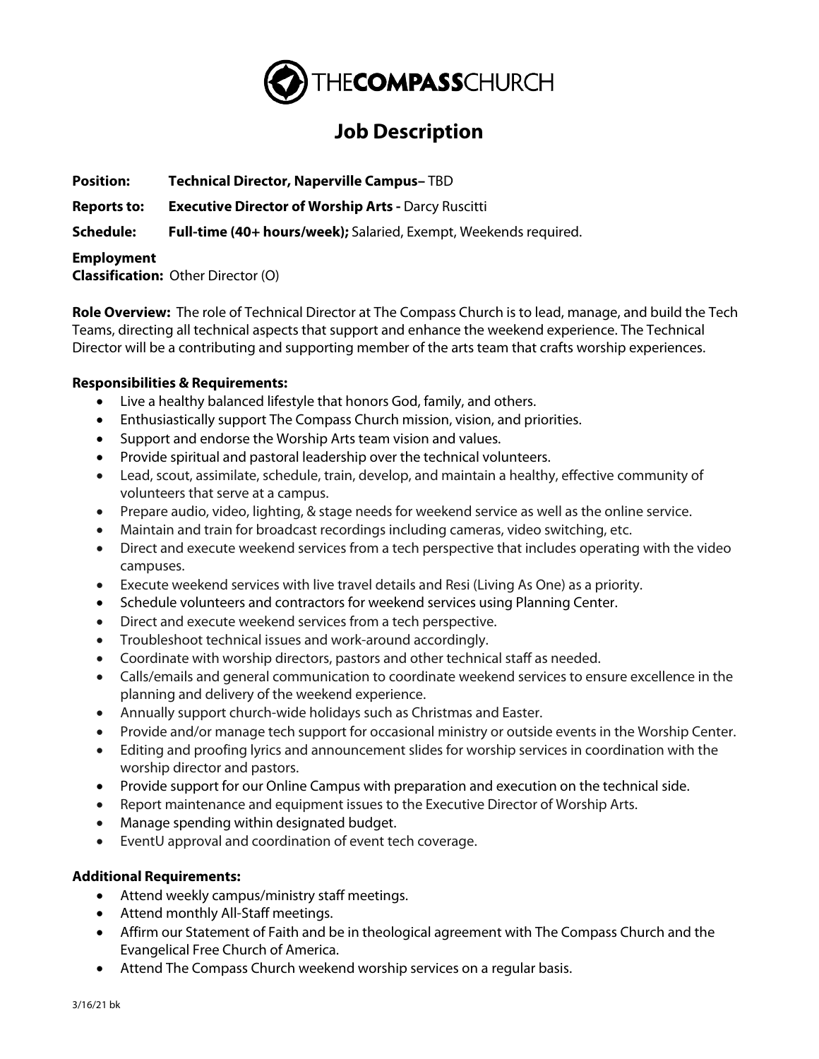THECOMPASSCHURCH

# Job Description

**Position:** **Technical Director, Naperville Campus–** TBD

**Reports to:** **Executive Director of Worship Arts -** Darcy Ruscitti

**Schedule:** **Full-time (40+ hours/week);** Salaried, Exempt, Weekends required.

**Employment Classification:** Other Director (O)

**Role Overview:** The role of Technical Director at The Compass Church is to lead, manage, and build the Tech Teams, directing all technical aspects that support and enhance the weekend experience. The Technical Director will be a contributing and supporting member of the arts team that crafts worship experiences.

**Responsibilities & Requirements:**

- Live a healthy balanced lifestyle that honors God, family, and others.
- Enthusiastically support The Compass Church mission, vision, and priorities.
- Support and endorse the Worship Arts team vision and values.
- Provide spiritual and pastoral leadership over the technical volunteers.
- Lead, scout, assimilate, schedule, train, develop, and maintain a healthy, effective community of volunteers that serve at a campus.
- Prepare audio, video, lighting, & stage needs for weekend service as well as the online service.
- Maintain and train for broadcast recordings including cameras, video switching, etc.
- Direct and execute weekend services from a tech perspective that includes operating with the video campuses.
- Execute weekend services with live travel details and Resi (Living As One) as a priority.
- Schedule volunteers and contractors for weekend services using Planning Center.
- Direct and execute weekend services from a tech perspective.
- Troubleshoot technical issues and work-around accordingly.
- Coordinate with worship directors, pastors and other technical staff as needed.
- Calls/emails and general communication to coordinate weekend services to ensure excellence in the planning and delivery of the weekend experience.
- Annually support church-wide holidays such as Christmas and Easter.
- Provide and/or manage tech support for occasional ministry or outside events in the Worship Center.
- Editing and proofing lyrics and announcement slides for worship services in coordination with the worship director and pastors.
- Provide support for our Online Campus with preparation and execution on the technical side.
- Report maintenance and equipment issues to the Executive Director of Worship Arts.
- Manage spending within designated budget.
- EventU approval and coordination of event tech coverage.

**Additional Requirements:**

- Attend weekly campus/ministry staff meetings.
- Attend monthly All-Staff meetings.
- Affirm our Statement of Faith and be in theological agreement with The Compass Church and the Evangelical Free Church of America.
- Attend The Compass Church weekend worship services on a regular basis.

3/16/21 bk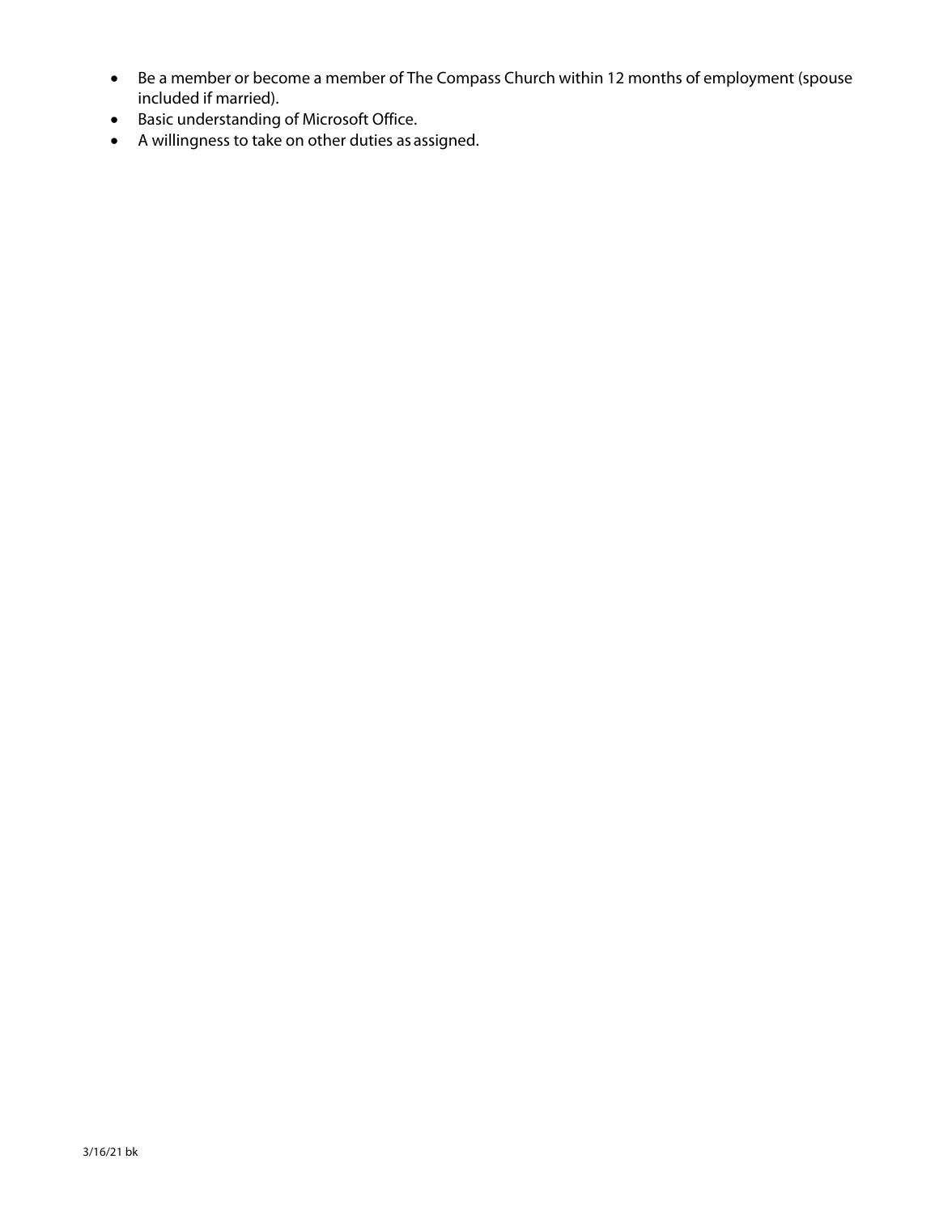- Be a member or become a member of The Compass Church within 12 months of employment (spouse included if married).
- Basic understanding of Microsoft Office.
- A willingness to take on other duties as assigned.

3/16/21 bk